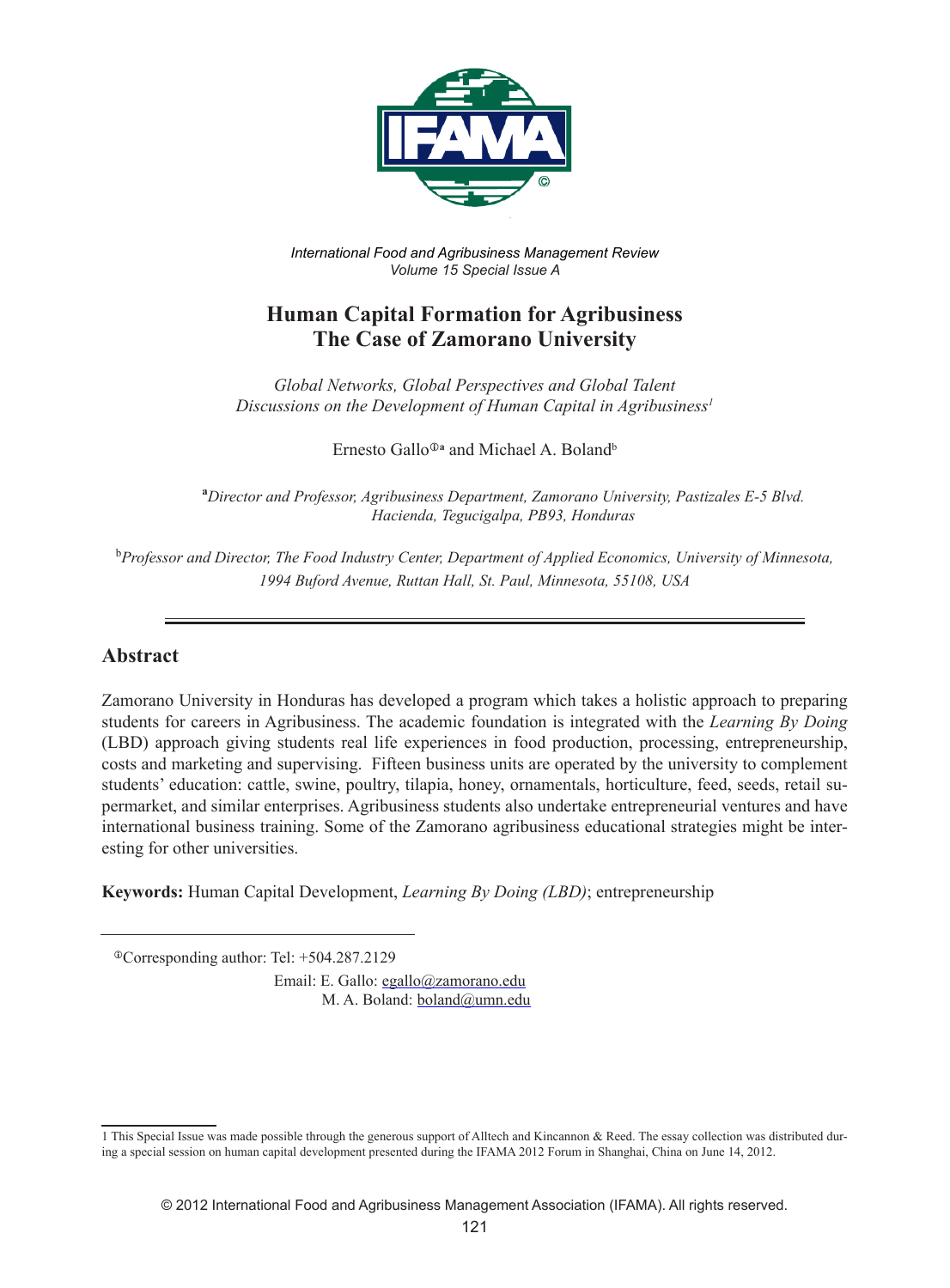*International Food and Agribusiness Management Review*
*Volume 15 Special Issue A*

# Human Capital Formation for Agribusiness The Case of Zamorano University

*Global Networks, Global Perspectives and Global Talent*
*Discussions on the Development of Human Capital in Agribusiness*[1]

Ernesto Gallo[ⓘa] and Michael A. Boland[b]

[a]*Director and Professor, Agribusiness Department, Zamorano University, Pastizales E-5 Blvd. Hacienda, Tegucigalpa, PB93, Honduras*

[b]*Professor and Director, The Food Industry Center, Department of Applied Economics, University of Minnesota, 1994 Buford Avenue, Ruttan Hall, St. Paul, Minnesota, 55108, USA*

---

## Abstract

Zamorano University in Honduras has developed a program which takes a holistic approach to preparing students for careers in Agribusiness. The academic foundation is integrated with the *Learning By Doing* (LBD) approach giving students real life experiences in food production, processing, entrepreneurship, costs and marketing and supervising. Fifteen business units are operated by the university to complement students' education: cattle, swine, poultry, tilapia, honey, ornamentals, horticulture, feed, seeds, retail supermarket, and similar enterprises. Agribusiness students also undertake entrepreneurial ventures and have international business training. Some of the Zamorano agribusiness educational strategies might be interesting for other universities.

**Keywords:** Human Capital Development, *Learning By Doing (LBD)*; entrepreneurship

---

ⓘCorresponding author: Tel: +504.287.2129
Email: E. Gallo: egallo@zamorano.edu
M. A. Boland: boland@umn.edu

1 This Special Issue was made possible through the generous support of Alltech and Kincannon & Reed. The essay collection was distributed during a special session on human capital development presented during the IFAMA 2012 Forum in Shanghai, China on June 14, 2012.

© 2012 International Food and Agribusiness Management Association (IFAMA). All rights reserved.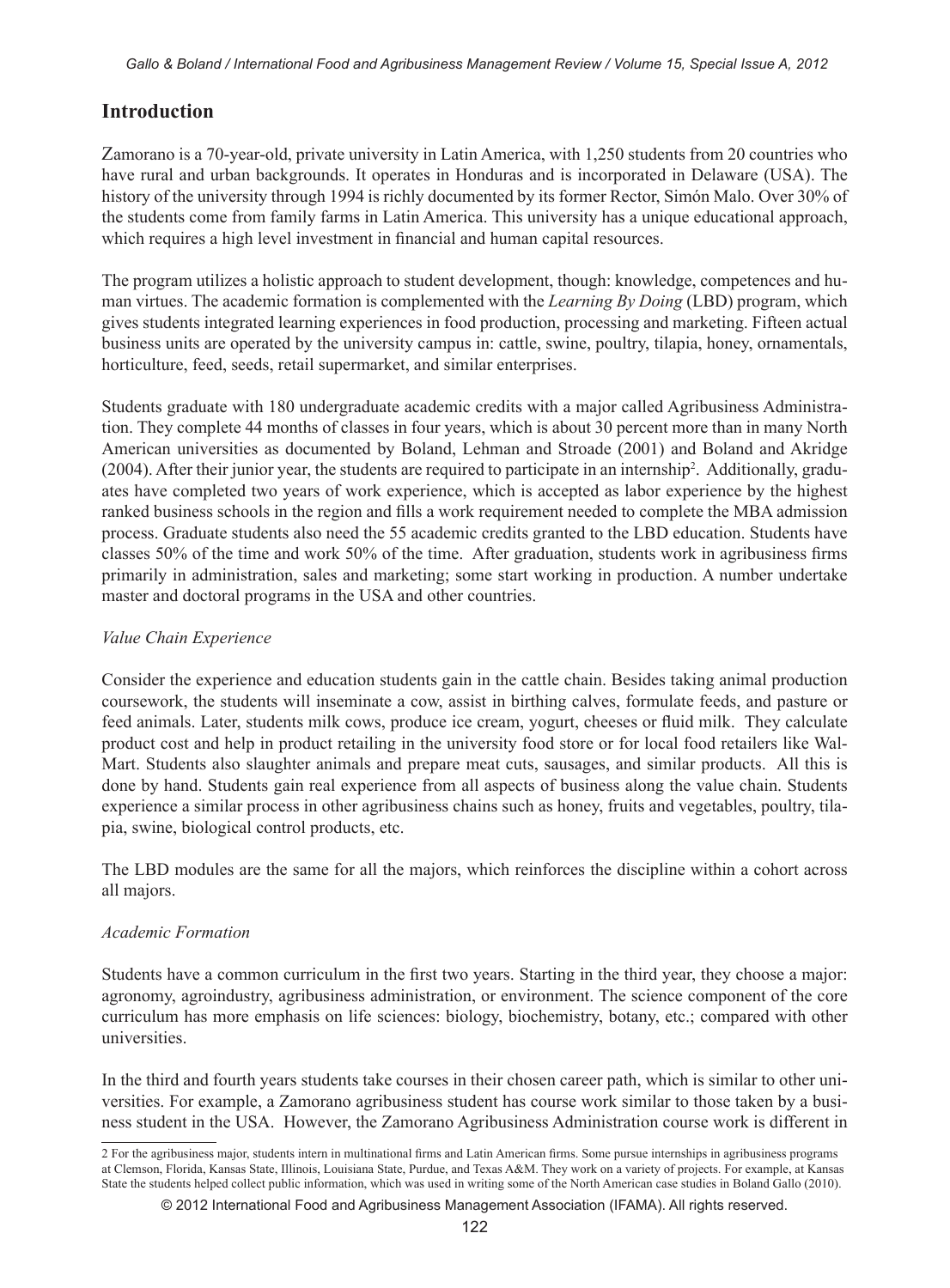## Introduction

Zamorano is a 70-year-old, private university in Latin America, with 1,250 students from 20 countries who have rural and urban backgrounds. It operates in Honduras and is incorporated in Delaware (USA). The history of the university through 1994 is richly documented by its former Rector, Simón Malo. Over 30% of the students come from family farms in Latin America. This university has a unique educational approach, which requires a high level investment in financial and human capital resources.

The program utilizes a holistic approach to student development, though: knowledge, competences and human virtues. The academic formation is complemented with the *Learning By Doing* (LBD) program, which gives students integrated learning experiences in food production, processing and marketing. Fifteen actual business units are operated by the university campus in: cattle, swine, poultry, tilapia, honey, ornamentals, horticulture, feed, seeds, retail supermarket, and similar enterprises.

Students graduate with 180 undergraduate academic credits with a major called Agribusiness Administration. They complete 44 months of classes in four years, which is about 30 percent more than in many North American universities as documented by Boland, Lehman and Stroade (2001) and Boland and Akridge (2004). After their junior year, the students are required to participate in an internship[2]. Additionally, graduates have completed two years of work experience, which is accepted as labor experience by the highest ranked business schools in the region and fills a work requirement needed to complete the MBA admission process. Graduate students also need the 55 academic credits granted to the LBD education. Students have classes 50% of the time and work 50% of the time. After graduation, students work in agribusiness firms primarily in administration, sales and marketing; some start working in production. A number undertake master and doctoral programs in the USA and other countries.

### *Value Chain Experience*

Consider the experience and education students gain in the cattle chain. Besides taking animal production coursework, the students will inseminate a cow, assist in birthing calves, formulate feeds, and pasture or feed animals. Later, students milk cows, produce ice cream, yogurt, cheeses or fluid milk. They calculate product cost and help in product retailing in the university food store or for local food retailers like Wal-Mart. Students also slaughter animals and prepare meat cuts, sausages, and similar products. All this is done by hand. Students gain real experience from all aspects of business along the value chain. Students experience a similar process in other agribusiness chains such as honey, fruits and vegetables, poultry, tilapia, swine, biological control products, etc.

The LBD modules are the same for all the majors, which reinforces the discipline within a cohort across all majors.

### *Academic Formation*

Students have a common curriculum in the first two years. Starting in the third year, they choose a major: agronomy, agroindustry, agribusiness administration, or environment. The science component of the core curriculum has more emphasis on life sciences: biology, biochemistry, botany, etc.; compared with other universities.

In the third and fourth years students take courses in their chosen career path, which is similar to other universities. For example, a Zamorano agribusiness student has course work similar to those taken by a business student in the USA. However, the Zamorano Agribusiness Administration course work is different in

---

2 For the agribusiness major, students intern in multinational firms and Latin American firms. Some pursue internships in agribusiness programs at Clemson, Florida, Kansas State, Illinois, Louisiana State, Purdue, and Texas A&M. They work on a variety of projects. For example, at Kansas State the students helped collect public information, which was used in writing some of the North American case studies in Boland Gallo (2010).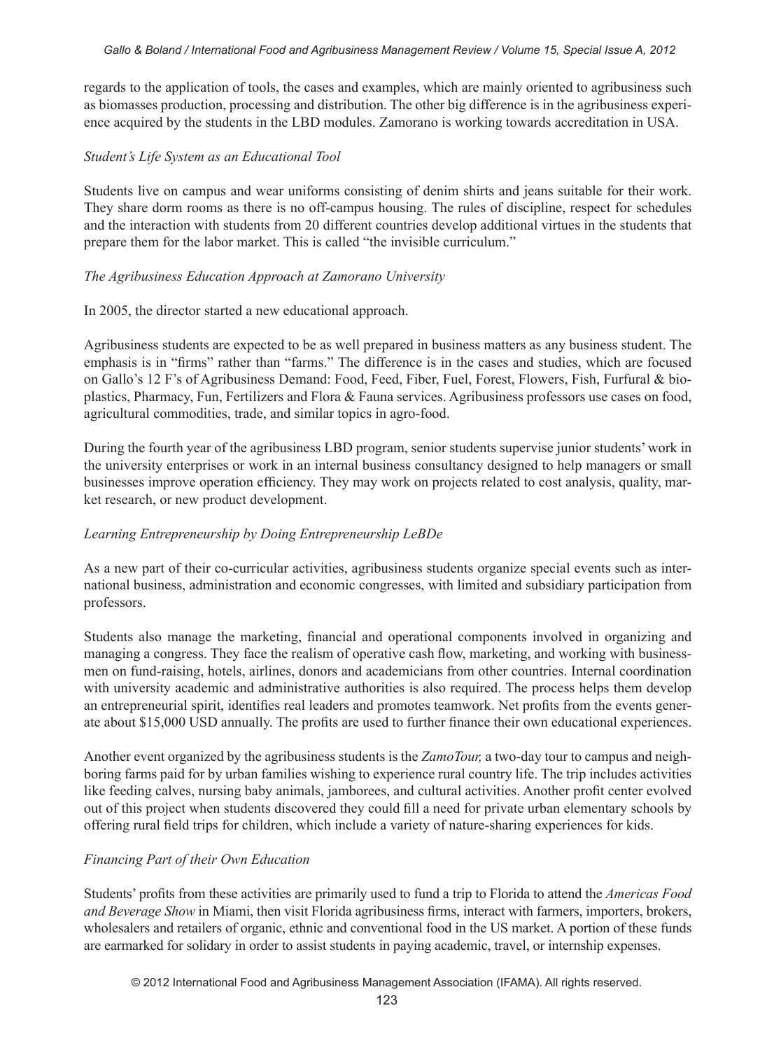regards to the application of tools, the cases and examples, which are mainly oriented to agribusiness such as biomasses production, processing and distribution. The other big difference is in the agribusiness experience acquired by the students in the LBD modules. Zamorano is working towards accreditation in USA.

*Student's Life System as an Educational Tool*

Students live on campus and wear uniforms consisting of denim shirts and jeans suitable for their work. They share dorm rooms as there is no off-campus housing. The rules of discipline, respect for schedules and the interaction with students from 20 different countries develop additional virtues in the students that prepare them for the labor market. This is called "the invisible curriculum."

*The Agribusiness Education Approach at Zamorano University*

In 2005, the director started a new educational approach.

Agribusiness students are expected to be as well prepared in business matters as any business student. The emphasis is in "firms" rather than "farms." The difference is in the cases and studies, which are focused on Gallo's 12 F's of Agribusiness Demand: Food, Feed, Fiber, Fuel, Forest, Flowers, Fish, Furfural & bioplastics, Pharmacy, Fun, Fertilizers and Flora & Fauna services. Agribusiness professors use cases on food, agricultural commodities, trade, and similar topics in agro-food.

During the fourth year of the agribusiness LBD program, senior students supervise junior students' work in the university enterprises or work in an internal business consultancy designed to help managers or small businesses improve operation efficiency. They may work on projects related to cost analysis, quality, market research, or new product development.

*Learning Entrepreneurship by Doing Entrepreneurship LeBDe*

As a new part of their co-curricular activities, agribusiness students organize special events such as international business, administration and economic congresses, with limited and subsidiary participation from professors.

Students also manage the marketing, financial and operational components involved in organizing and managing a congress. They face the realism of operative cash flow, marketing, and working with businessmen on fund-raising, hotels, airlines, donors and academicians from other countries. Internal coordination with university academic and administrative authorities is also required. The process helps them develop an entrepreneurial spirit, identifies real leaders and promotes teamwork. Net profits from the events generate about $15,000 USD annually. The profits are used to further finance their own educational experiences.

Another event organized by the agribusiness students is the *ZamoTour,* a two-day tour to campus and neighboring farms paid for by urban families wishing to experience rural country life. The trip includes activities like feeding calves, nursing baby animals, jamborees, and cultural activities. Another profit center evolved out of this project when students discovered they could fill a need for private urban elementary schools by offering rural field trips for children, which include a variety of nature-sharing experiences for kids.

*Financing Part of their Own Education*

Students' profits from these activities are primarily used to fund a trip to Florida to attend the *Americas Food and Beverage Show* in Miami, then visit Florida agribusiness firms, interact with farmers, importers, brokers, wholesalers and retailers of organic, ethnic and conventional food in the US market. A portion of these funds are earmarked for solidary in order to assist students in paying academic, travel, or internship expenses.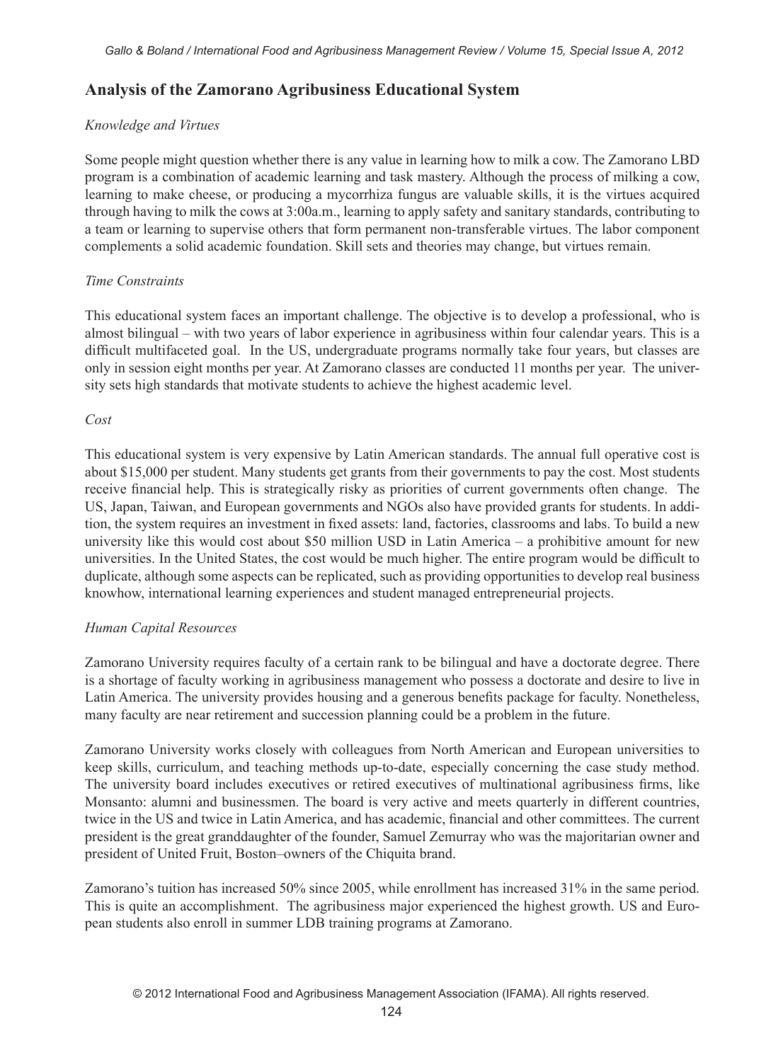## Analysis of the Zamorano Agribusiness Educational System

*Knowledge and Virtues*

Some people might question whether there is any value in learning how to milk a cow. The Zamorano LBD program is a combination of academic learning and task mastery. Although the process of milking a cow, learning to make cheese, or producing a mycorrhiza fungus are valuable skills, it is the virtues acquired through having to milk the cows at 3:00a.m., learning to apply safety and sanitary standards, contributing to a team or learning to supervise others that form permanent non-transferable virtues. The labor component complements a solid academic foundation. Skill sets and theories may change, but virtues remain.

*Time Constraints*

This educational system faces an important challenge. The objective is to develop a professional, who is almost bilingual – with two years of labor experience in agribusiness within four calendar years. This is a difficult multifaceted goal. In the US, undergraduate programs normally take four years, but classes are only in session eight months per year. At Zamorano classes are conducted 11 months per year. The university sets high standards that motivate students to achieve the highest academic level.

*Cost*

This educational system is very expensive by Latin American standards. The annual full operative cost is about $15,000 per student. Many students get grants from their governments to pay the cost. Most students receive financial help. This is strategically risky as priorities of current governments often change. The US, Japan, Taiwan, and European governments and NGOs also have provided grants for students. In addition, the system requires an investment in fixed assets: land, factories, classrooms and labs. To build a new university like this would cost about $50 million USD in Latin America – a prohibitive amount for new universities. In the United States, the cost would be much higher. The entire program would be difficult to duplicate, although some aspects can be replicated, such as providing opportunities to develop real business knowhow, international learning experiences and student managed entrepreneurial projects.

*Human Capital Resources*

Zamorano University requires faculty of a certain rank to be bilingual and have a doctorate degree. There is a shortage of faculty working in agribusiness management who possess a doctorate and desire to live in Latin America. The university provides housing and a generous benefits package for faculty. Nonetheless, many faculty are near retirement and succession planning could be a problem in the future.

Zamorano University works closely with colleagues from North American and European universities to keep skills, curriculum, and teaching methods up-to-date, especially concerning the case study method. The university board includes executives or retired executives of multinational agribusiness firms, like Monsanto: alumni and businessmen. The board is very active and meets quarterly in different countries, twice in the US and twice in Latin America, and has academic, financial and other committees. The current president is the great granddaughter of the founder, Samuel Zemurray who was the majoritarian owner and president of United Fruit, Boston–owners of the Chiquita brand.

Zamorano's tuition has increased 50% since 2005, while enrollment has increased 31% in the same period. This is quite an accomplishment. The agribusiness major experienced the highest growth. US and European students also enroll in summer LDB training programs at Zamorano.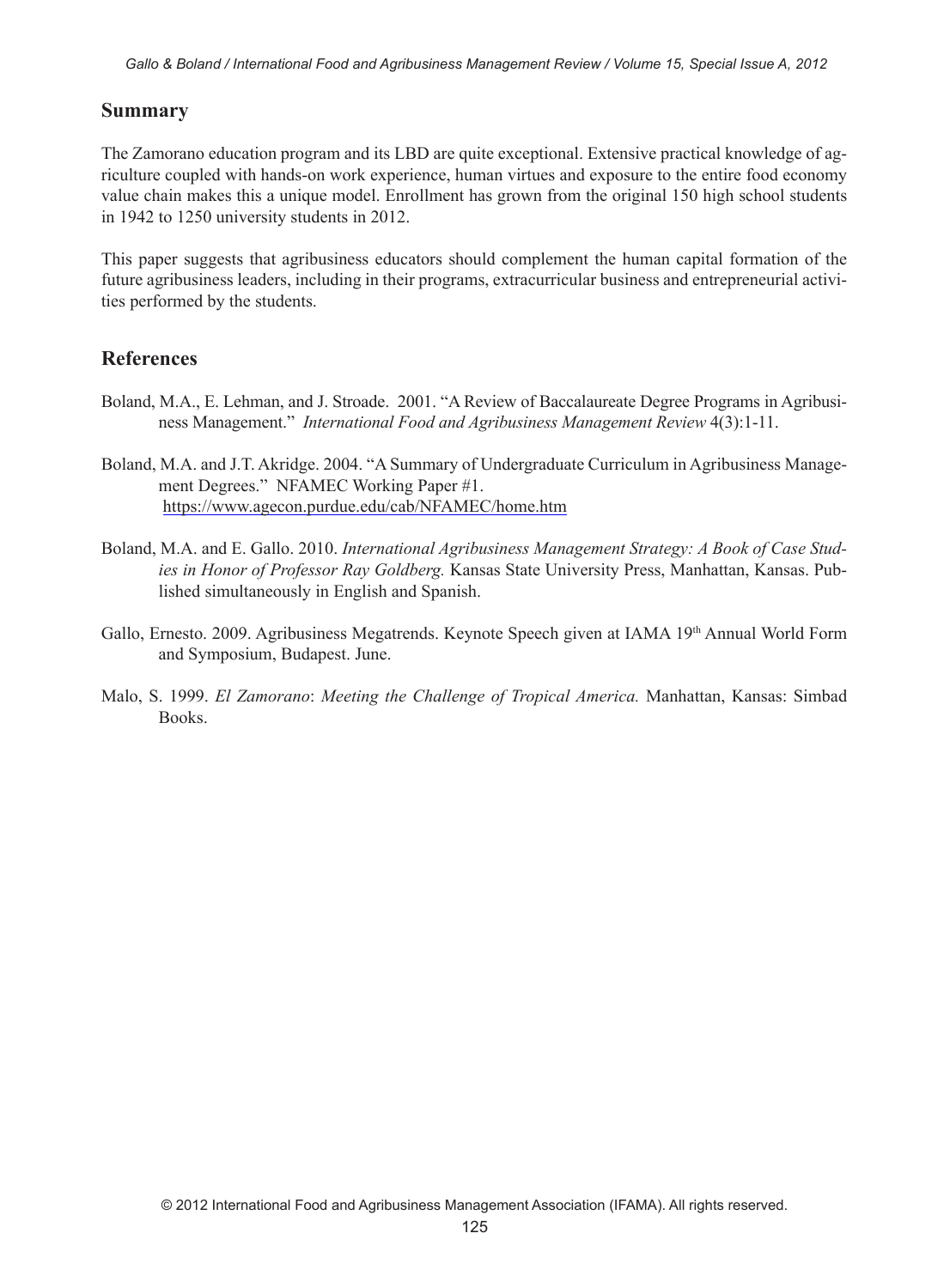## Summary

The Zamorano education program and its LBD are quite exceptional. Extensive practical knowledge of agriculture coupled with hands-on work experience, human virtues and exposure to the entire food economy value chain makes this a unique model. Enrollment has grown from the original 150 high school students in 1942 to 1250 university students in 2012.

This paper suggests that agribusiness educators should complement the human capital formation of the future agribusiness leaders, including in their programs, extracurricular business and entrepreneurial activities performed by the students.

## References

Boland, M.A., E. Lehman, and J. Stroade. 2001. "A Review of Baccalaureate Degree Programs in Agribusiness Management." *International Food and Agribusiness Management Review* 4(3):1-11.

Boland, M.A. and J.T. Akridge. 2004. "A Summary of Undergraduate Curriculum in Agribusiness Management Degrees." NFAMEC Working Paper #1. https://www.agecon.purdue.edu/cab/NFAMEC/home.htm

Boland, M.A. and E. Gallo. 2010. *International Agribusiness Management Strategy: A Book of Case Studies in Honor of Professor Ray Goldberg.* Kansas State University Press, Manhattan, Kansas. Published simultaneously in English and Spanish.

Gallo, Ernesto. 2009. Agribusiness Megatrends. Keynote Speech given at IAMA 19th Annual World Form and Symposium, Budapest. June.

Malo, S. 1999. *El Zamorano*: *Meeting the Challenge of Tropical America.* Manhattan, Kansas: Simbad Books.